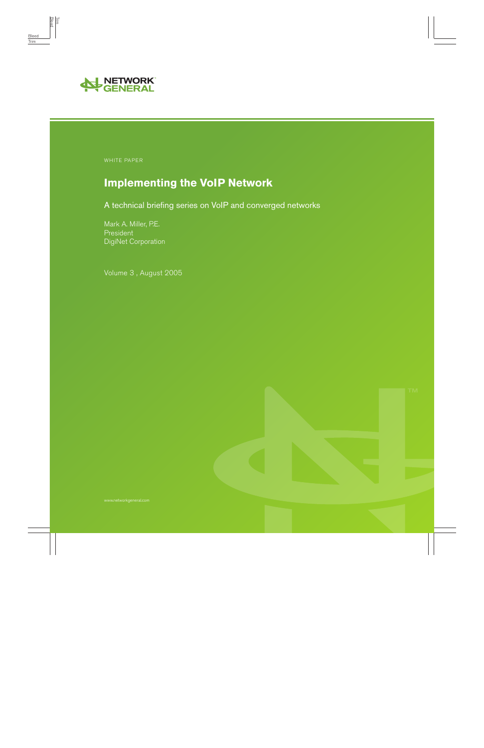NETWORK GENERAL

WHITE PAPER

# Implementing the VoIP Network

A technical briefing series on VoIP and converged networks

Mark A. Miller, P.E.
President
DigiNet Corporation

Volume 3 , August 2005

www.networkgeneral.com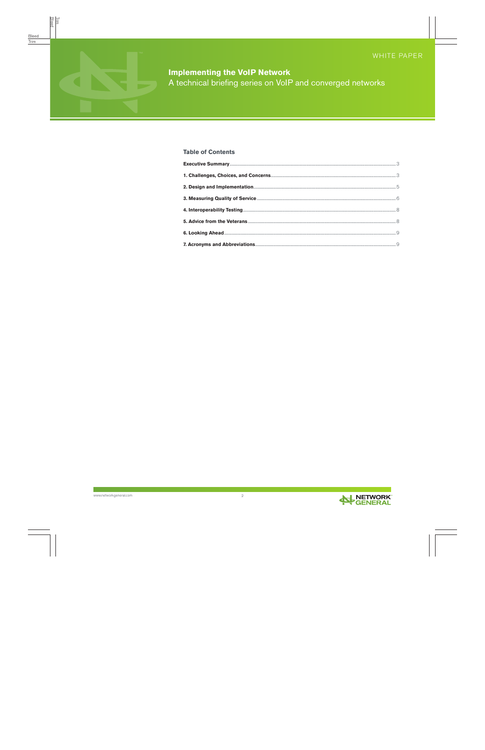WHITE PAPER

# Implementing the VoIP Network

A technical briefing series on VoIP and converged networks

## Table of Contents

**Executive Summary** ........ 3

**1. Challenges, Choices, and Concerns** ........ 3

**2. Design and Implementation** ........ 5

**3. Measuring Quality of Service** ........ 6

**4. Interoperability Testing** ........ 8

**5. Advice from the Veterans** ........ 8

**6. Looking Ahead** ........ 9

**7. Acronyms and Abbreviations** ........ 9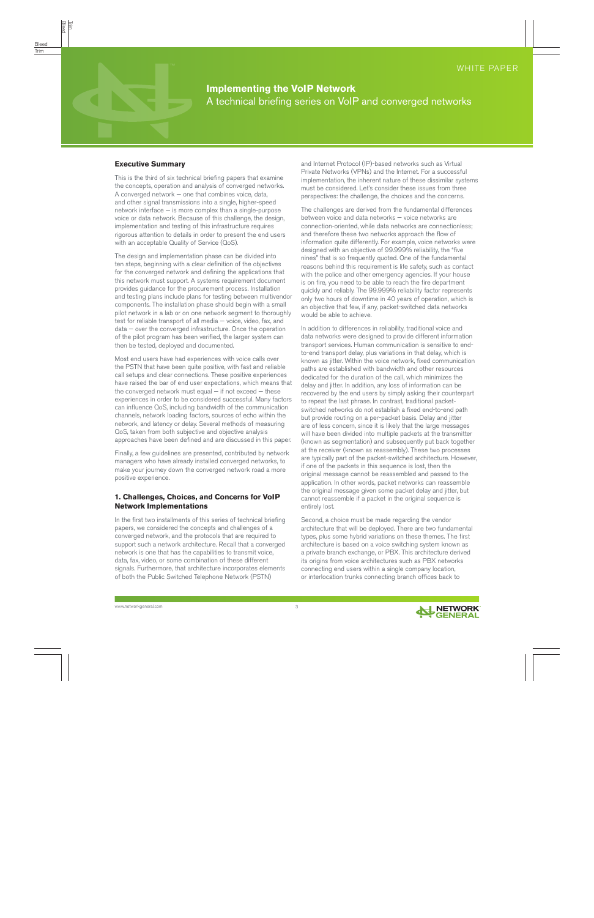# Implementing the VoIP Network

A technical briefing series on VoIP and converged networks

## Executive Summary

This is the third of six technical briefing papers that examine the concepts, operation and analysis of converged networks. A converged network — one that combines voice, data, and other signal transmissions into a single, higher-speed network interface — is more complex than a single-purpose voice or data network. Because of this challenge, the design, implementation and testing of this infrastructure requires rigorous attention to details in order to present the end users with an acceptable Quality of Service (QoS).

The design and implementation phase can be divided into ten steps, beginning with a clear definition of the objectives for the converged network and defining the applications that this network must support. A systems requirement document provides guidance for the procurement process. Installation and testing plans include plans for testing between multivendor components. The installation phase should begin with a small pilot network in a lab or on one network segment to thoroughly test for reliable transport of all media — voice, video, fax, and data — over the converged infrastructure. Once the operation of the pilot program has been verified, the larger system can then be tested, deployed and documented.

Most end users have had experiences with voice calls over the PSTN that have been quite positive, with fast and reliable call setups and clear connections. These positive experiences have raised the bar of end user expectations, which means that the converged network must equal — if not exceed — these experiences in order to be considered successful. Many factors can influence QoS, including bandwidth of the communication channels, network loading factors, sources of echo within the network, and latency or delay. Several methods of measuring QoS, taken from both subjective and objective analysis approaches have been defined and are discussed in this paper.

Finally, a few guidelines are presented, contributed by network managers who have already installed converged networks, to make your journey down the converged network road a more positive experience.

## 1. Challenges, Choices, and Concerns for VoIP Network Implementations

In the first two installments of this series of technical briefing papers, we considered the concepts and challenges of a converged network, and the protocols that are required to support such a network architecture. Recall that a converged network is one that has the capabilities to transmit voice, data, fax, video, or some combination of these different signals. Furthermore, that architecture incorporates elements of both the Public Switched Telephone Network (PSTN) and Internet Protocol (IP)-based networks such as Virtual Private Networks (VPNs) and the Internet. For a successful implementation, the inherent nature of these dissimilar systems must be considered. Let's consider these issues from three perspectives: the challenge, the choices and the concerns.

The challenges are derived from the fundamental differences between voice and data networks — voice networks are connection-oriented, while data networks are connectionless; and therefore these two networks approach the flow of information quite differently. For example, voice networks were designed with an objective of 99.999% reliability, the "five nines" that is so frequently quoted. One of the fundamental reasons behind this requirement is life safety, such as contact with the police and other emergency agencies. If your house is on fire, you need to be able to reach the fire department quickly and reliably. The 99.999% reliability factor represents only two hours of downtime in 40 years of operation, which is an objective that few, if any, packet-switched data networks would be able to achieve.

In addition to differences in reliability, traditional voice and data networks were designed to provide different information transport services. Human communication is sensitive to end-to-end transport delay, plus variations in that delay, which is known as jitter. Within the voice network, fixed communication paths are established with bandwidth and other resources dedicated for the duration of the call, which minimizes the delay and jitter. In addition, any loss of information can be recovered by the end users by simply asking their counterpart to repeat the last phrase. In contrast, traditional packet-switched networks do not establish a fixed end-to-end path but provide routing on a per-packet basis. Delay and jitter are of less concern, since it is likely that the large messages will have been divided into multiple packets at the transmitter (known as segmentation) and subsequently put back together at the receiver (known as reassembly). These two processes are typically part of the packet-switched architecture. However, if one of the packets in this sequence is lost, then the original message cannot be reassembled and passed to the application. In other words, packet networks can reassemble the original message given some packet delay and jitter, but cannot reassemble if a packet in the original sequence is entirely lost.

Second, a choice must be made regarding the vendor architecture that will be deployed. There are two fundamental types, plus some hybrid variations on these themes. The first architecture is based on a voice switching system known as a private branch exchange, or PBX. This architecture derived its origins from voice architectures such as PBX networks connecting end users within a single company location, or interlocation trunks connecting branch offices back to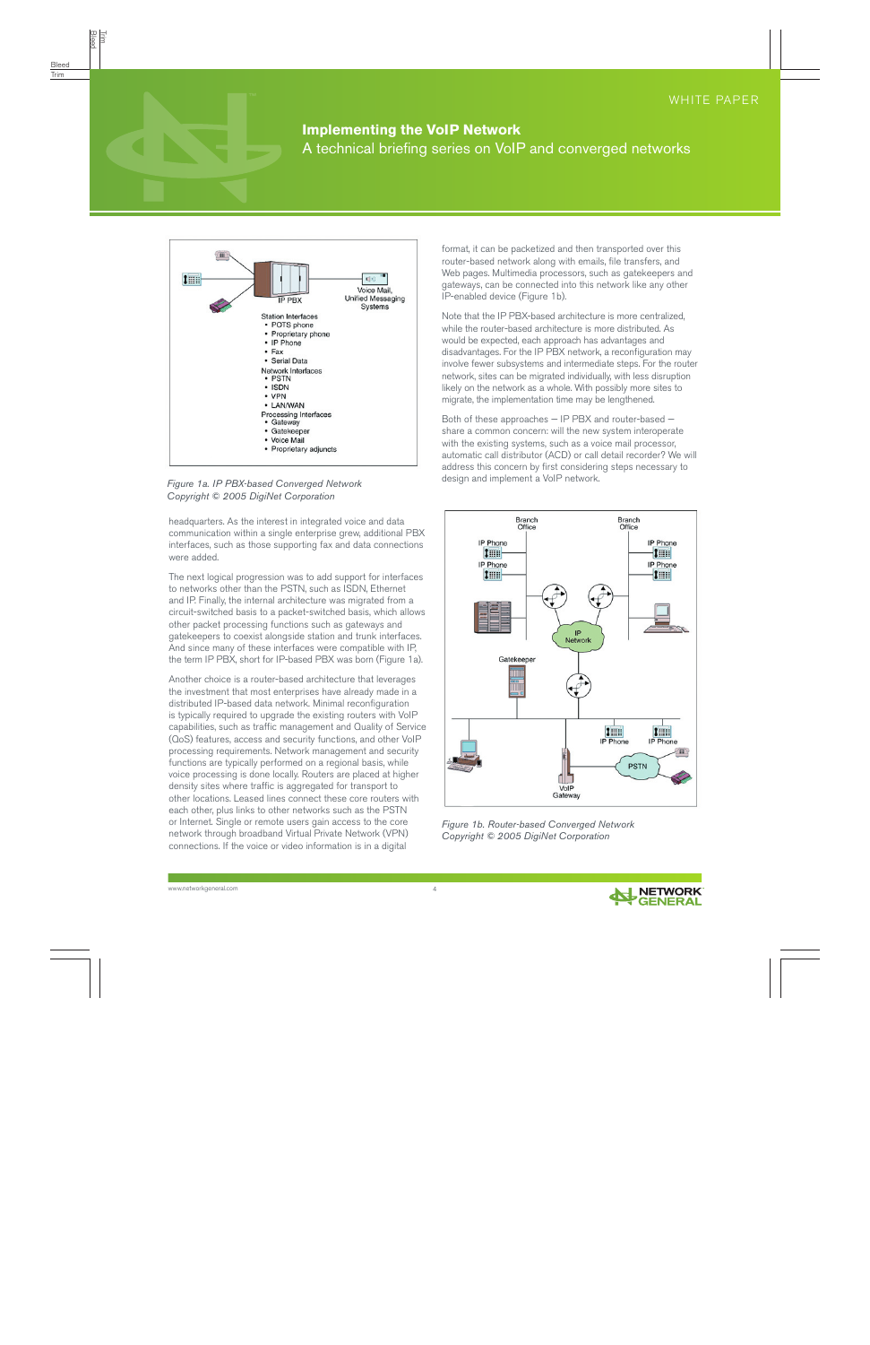IP PBX

Voice Mail, Unified Messaging Systems

Station Interfaces
- POTS phone
- Proprietary phone
- IP Phone
- Fax
- Serial Data

Network Interfaces
- PSTN
- ISDN
- VPN
- LAN/WAN

Processing Interfaces
- Gateway
- Gatekeeper
- Voice Mail
- Proprietary adjuncts

*Figure 1a. IP PBX-based Converged Network*
*Copyright © 2005 DigiNet Corporation*

headquarters. As the interest in integrated voice and data communication within a single enterprise grew, additional PBX interfaces, such as those supporting fax and data connections were added.

The next logical progression was to add support for interfaces to networks other than the PSTN, such as ISDN, Ethernet and IP. Finally, the internal architecture was migrated from a circuit-switched basis to a packet-switched basis, which allows other packet processing functions such as gateways and gatekeepers to coexist alongside station and trunk interfaces. And since many of these interfaces were compatible with IP, the term IP PBX, short for IP-based PBX was born (Figure 1a).

Another choice is a router-based architecture that leverages the investment that most enterprises have already made in a distributed IP-based data network. Minimal reconfiguration is typically required to upgrade the existing routers with VoIP capabilities, such as traffic management and Quality of Service (QoS) features, access and security functions, and other VoIP processing requirements. Network management and security functions are typically performed on a regional basis, while voice processing is done locally. Routers are placed at higher density sites where traffic is aggregated for transport to other locations. Leased lines connect these core routers with each other, plus links to other networks such as the PSTN or Internet. Single or remote users gain access to the core network through broadband Virtual Private Network (VPN) connections. If the voice or video information is in a digital format, it can be packetized and then transported over this router-based network along with emails, file transfers, and Web pages. Multimedia processors, such as gatekeepers and gateways, can be connected into this network like any other IP-enabled device (Figure 1b).

Note that the IP PBX-based architecture is more centralized, while the router-based architecture is more distributed. As would be expected, each approach has advantages and disadvantages. For the IP PBX network, a reconfiguration may involve fewer subsystems and intermediate steps. For the router network, sites can be migrated individually, with less disruption likely on the network as a whole. With possibly more sites to migrate, the implementation time may be lengthened.

Both of these approaches — IP PBX and router-based — share a common concern: will the new system interoperate with the existing systems, such as a voice mail processor, automatic call distributor (ACD) or call detail recorder? We will address this concern by first considering steps necessary to design and implement a VoIP network.

Branch Office
Branch Office
IP Phone
IP Phone
IP Phone
IP Phone
IP Network
Gatekeeper
IP Phone
IP Phone
PSTN
VoIP Gateway

*Figure 1b. Router-based Converged Network*
*Copyright © 2005 DigiNet Corporation*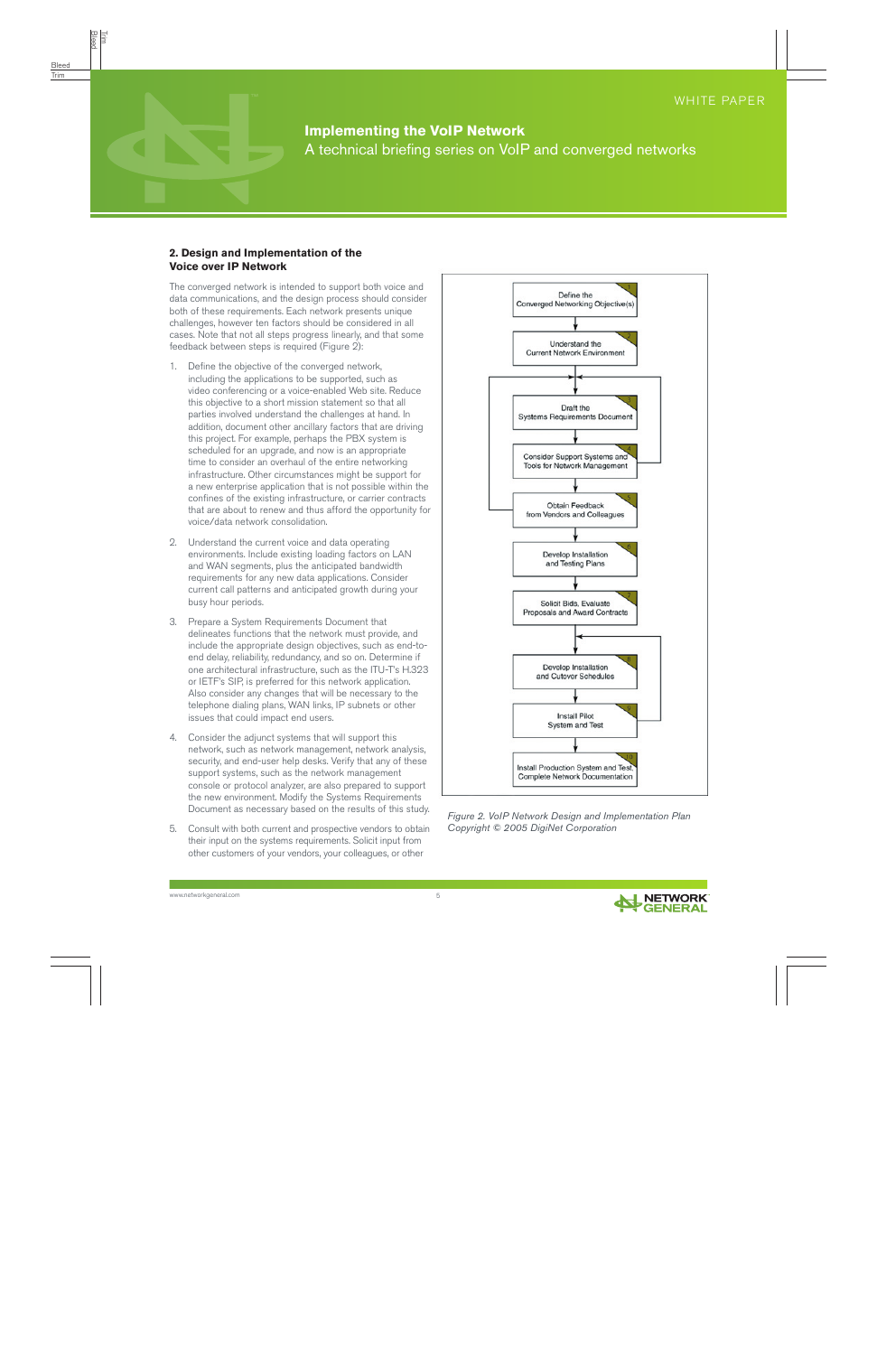## 2. Design and Implementation of the Voice over IP Network

The converged network is intended to support both voice and data communications, and the design process should consider both of these requirements. Each network presents unique challenges, however ten factors should be considered in all cases. Note that not all steps progress linearly, and that some feedback between steps is required (Figure 2):

1. Define the objective of the converged network, including the applications to be supported, such as video conferencing or a voice-enabled Web site. Reduce this objective to a short mission statement so that all parties involved understand the challenges at hand. In addition, document other ancillary factors that are driving this project. For example, perhaps the PBX system is scheduled for an upgrade, and now is an appropriate time to consider an overhaul of the entire networking infrastructure. Other circumstances might be support for a new enterprise application that is not possible within the confines of the existing infrastructure, or carrier contracts that are about to renew and thus afford the opportunity for voice/data network consolidation.

2. Understand the current voice and data operating environments. Include existing loading factors on LAN and WAN segments, plus the anticipated bandwidth requirements for any new data applications. Consider current call patterns and anticipated growth during your busy hour periods.

3. Prepare a System Requirements Document that delineates functions that the network must provide, and include the appropriate design objectives, such as end-to-end delay, reliability, redundancy, and so on. Determine if one architectural infrastructure, such as the ITU-T's H.323 or IETF's SIP, is preferred for this network application. Also consider any changes that will be necessary to the telephone dialing plans, WAN links, IP subnets or other issues that could impact end users.

4. Consider the adjunct systems that will support this network, such as network management, network analysis, security, and end-user help desks. Verify that any of these support systems, such as the network management console or protocol analyzer, are also prepared to support the new environment. Modify the Systems Requirements Document as necessary based on the results of this study.

5. Consult with both current and prospective vendors to obtain their input on the systems requirements. Solicit input from other customers of your vendors, your colleagues, or other

1 Define the Converged Networking Objective(s)
2 Understand the Current Network Environment
3 Draft the Systems Requirements Document
4 Consider Support Systems and Tools for Network Management
5 Obtain Feedback from Vendors and Colleagues
6 Develop Installation and Testing Plans
7 Solicit Bids, Evaluate Proposals and Award Contracts
8 Develop Installation and Cutover Schedules
9 Install Pilot System and Test
10 Install Production System and Test, Complete Network Documentation

*Figure 2. VoIP Network Design and Implementation Plan Copyright © 2005 DigiNet Corporation*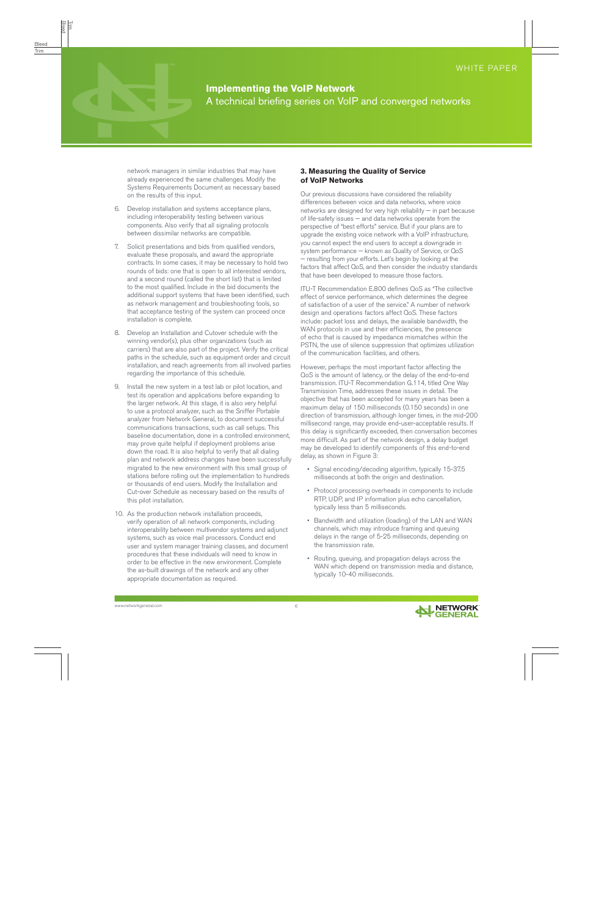network managers in similar industries that may have already experienced the same challenges. Modify the Systems Requirements Document as necessary based on the results of this input.

6. Develop installation and systems acceptance plans, including interoperability testing between various components. Also verify that all signaling protocols between dissimilar networks are compatible.

7. Solicit presentations and bids from qualified vendors, evaluate these proposals, and award the appropriate contracts. In some cases, it may be necessary to hold two rounds of bids: one that is open to all interested vendors, and a second round (called the short list) that is limited to the most qualified. Include in the bid documents the additional support systems that have been identified, such as network management and troubleshooting tools, so that acceptance testing of the system can proceed once installation is complete.

8. Develop an Installation and Cutover schedule with the winning vendor(s), plus other organizations (such as carriers) that are also part of the project. Verify the critical paths in the schedule, such as equipment order and circuit installation, and reach agreements from all involved parties regarding the importance of this schedule.

9. Install the new system in a test lab or pilot location, and test its operation and applications before expanding to the larger network. At this stage, it is also very helpful to use a protocol analyzer, such as the Sniffer Portable analyzer from Network General, to document successful communications transactions, such as call setups. This baseline documentation, done in a controlled environment, may prove quite helpful if deployment problems arise down the road. It is also helpful to verify that all dialing plan and network address changes have been successfully migrated to the new environment with this small group of stations before rolling out the implementation to hundreds or thousands of end users. Modify the Installation and Cut-over Schedule as necessary based on the results of this pilot installation.

10. As the production network installation proceeds, verify operation of all network components, including interoperability between multivendor systems and adjunct systems, such as voice mail processors. Conduct end user and system manager training classes, and document procedures that these individuals will need to know in order to be effective in the new environment. Complete the as-built drawings of the network and any other appropriate documentation as required.

## 3. Measuring the Quality of Service of VoIP Networks

Our previous discussions have considered the reliability differences between voice and data networks, where voice networks are designed for very high reliability — in part because of life-safety issues — and data networks operate from the perspective of "best efforts" service. But if your plans are to upgrade the existing voice network with a VoIP infrastructure, you cannot expect the end users to accept a downgrade in system performance — known as Quality of Service, or QoS — resulting from your efforts. Let's begin by looking at the factors that affect QoS, and then consider the industry standards that have been developed to measure those factors.

ITU-T Recommendation E.800 defines QoS as "The collective effect of service performance, which determines the degree of satisfaction of a user of the service." A number of network design and operations factors affect QoS. These factors include: packet loss and delays, the available bandwidth, the WAN protocols in use and their efficiencies, the presence of echo that is caused by impedance mismatches within the PSTN, the use of silence suppression that optimizes utilization of the communication facilities, and others.

However, perhaps the most important factor affecting the QoS is the amount of latency, or the delay of the end-to-end transmission. ITU-T Recommendation G.114, titled One Way Transmission Time, addresses these issues in detail. The objective that has been accepted for many years has been a maximum delay of 150 milliseconds (0.150 seconds) in one direction of transmission, although longer times, in the mid-200 millisecond range, may provide end-user-acceptable results. If this delay is significantly exceeded, then conversation becomes more difficult. As part of the network design, a delay budget may be developed to identify components of this end-to-end delay, as shown in Figure 3:

- Signal encoding/decoding algorithm, typically 15-37.5 milliseconds at both the origin and destination.
- Protocol processing overheads in components to include RTP, UDP, and IP information plus echo cancellation, typically less than 5 milliseconds.
- Bandwidth and utilization (loading) of the LAN and WAN channels, which may introduce framing and queuing delays in the range of 5-25 milliseconds, depending on the transmission rate.
- Routing, queuing, and propagation delays across the WAN which depend on transmission media and distance, typically 10-40 milliseconds.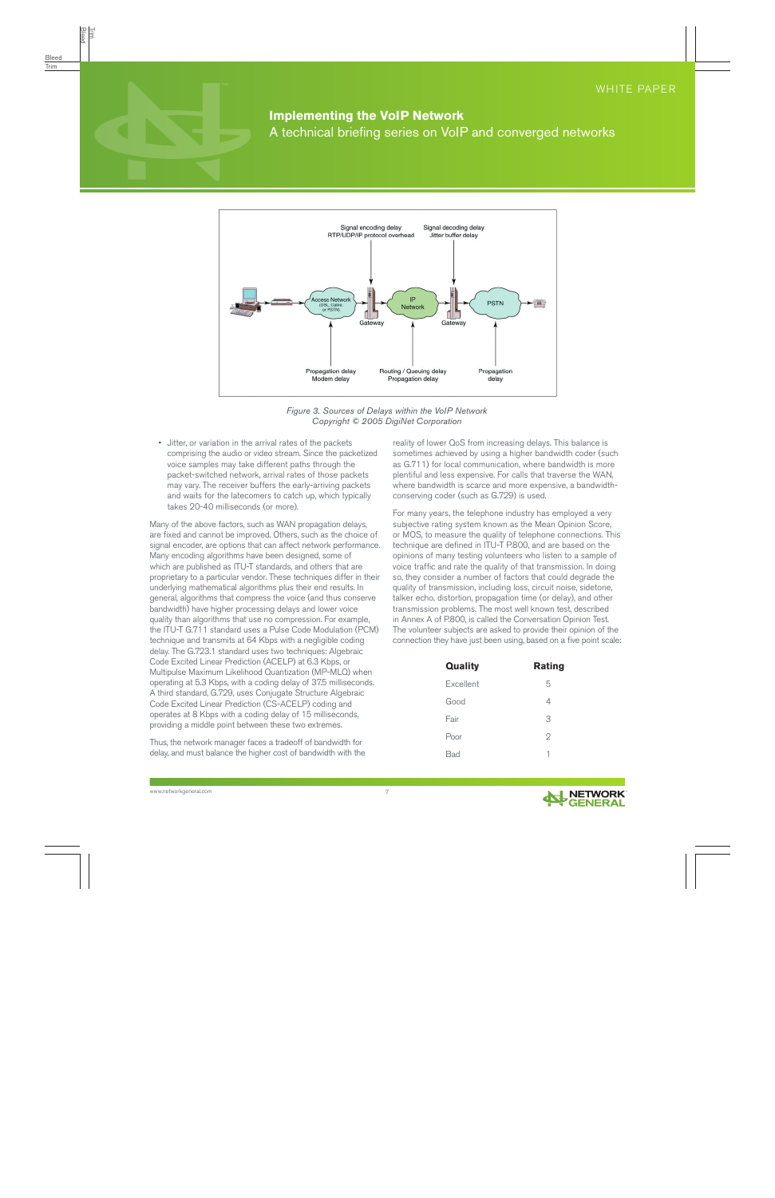Signal encoding delay
RTP/UDP/IP protocol overhead

Signal decoding delay
Jitter buffer delay

Access Network (DSL, Cable, or PSTN)

Gateway

IP Network

Gateway

PSTN

Propagation delay
Modem delay

Routing / Queuing delay
Propagation delay

Propagation delay

*Figure 3. Sources of Delays within the VoIP Network*
*Copyright © 2005 DigiNet Corporation*

- Jitter, or variation in the arrival rates of the packets comprising the audio or video stream. Since the packetized voice samples may take different paths through the packet-switched network, arrival rates of those packets may vary. The receiver buffers the early-arriving packets and waits for the latecomers to catch up, which typically takes 20-40 milliseconds (or more).

Many of the above factors, such as WAN propagation delays, are fixed and cannot be improved. Others, such as the choice of signal encoder, are options that can affect network performance. Many encoding algorithms have been designed, some of which are published as ITU-T standards, and others that are proprietary to a particular vendor. These techniques differ in their underlying mathematical algorithms plus their end results. In general, algorithms that compress the voice (and thus conserve bandwidth) have higher processing delays and lower voice quality than algorithms that use no compression. For example, the ITU-T G.711 standard uses a Pulse Code Modulation (PCM) technique and transmits at 64 Kbps with a negligible coding delay. The G.723.1 standard uses two techniques: Algebraic Code Excited Linear Prediction (ACELP) at 6.3 Kbps, or Multipulse Maximum Likelihood Quantization (MP-MLQ) when operating at 5.3 Kbps, with a coding delay of 37.5 milliseconds. A third standard, G.729, uses Conjugate Structure Algebraic Code Excited Linear Prediction (CS-ACELP) coding and operates at 8 Kbps with a coding delay of 15 milliseconds, providing a middle point between these two extremes.

Thus, the network manager faces a tradeoff of bandwidth for delay, and must balance the higher cost of bandwidth with the reality of lower QoS from increasing delays. This balance is sometimes achieved by using a higher bandwidth coder (such as G.711) for local communication, where bandwidth is more plentiful and less expensive. For calls that traverse the WAN, where bandwidth is scarce and more expensive, a bandwidth-conserving coder (such as G.729) is used.

For many years, the telephone industry has employed a very subjective rating system known as the Mean Opinion Score, or MOS, to measure the quality of telephone connections. This technique are defined in ITU-T P.800, and are based on the opinions of many testing volunteers who listen to a sample of voice traffic and rate the quality of that transmission. In doing so, they consider a number of factors that could degrade the quality of transmission, including loss, circuit noise, sidetone, talker echo, distortion, propagation time (or delay), and other transmission problems. The most well known test, described in Annex A of P.800, is called the Conversation Opinion Test. The volunteer subjects are asked to provide their opinion of the connection they have just been using, based on a five point scale:

| Quality | Rating |
|---|---|
| Excellent | 5 |
| Good | 4 |
| Fair | 3 |
| Poor | 2 |
| Bad | 1 |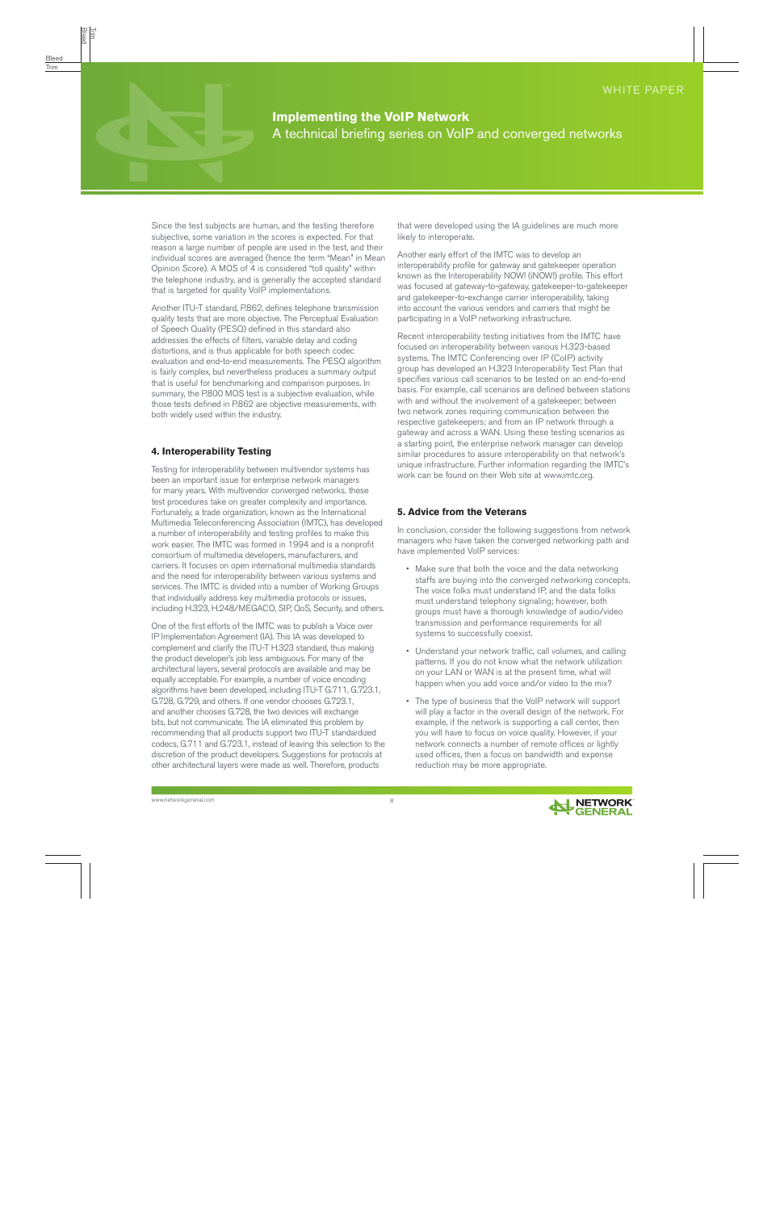Since the test subjects are human, and the testing therefore subjective, some variation in the scores is expected. For that reason a large number of people are used in the test, and their individual scores are averaged (hence the term "Mean" in Mean Opinion Score). A MOS of 4 is considered "toll quality" within the telephone industry, and is generally the accepted standard that is targeted for quality VoIP implementations.

Another ITU-T standard, P.862, defines telephone transmission quality tests that are more objective. The Perceptual Evaluation of Speech Quality (PESQ) defined in this standard also addresses the effects of filters, variable delay and coding distortions, and is thus applicable for both speech codec evaluation and end-to-end measurements. The PESQ algorithm is fairly complex, but nevertheless produces a summary output that is useful for benchmarking and comparison purposes. In summary, the P.800 MOS test is a subjective evaluation, while those tests defined in P.862 are objective measurements, with both widely used within the industry.

## 4. Interoperability Testing

Testing for interoperability between multivendor systems has been an important issue for enterprise network managers for many years. With multivendor converged networks, these test procedures take on greater complexity and importance. Fortunately, a trade organization, known as the International Multimedia Teleconferencing Association (IMTC), has developed a number of interoperability and testing profiles to make this work easier. The IMTC was formed in 1994 and is a nonprofit consortium of multimedia developers, manufacturers, and carriers. It focuses on open international multimedia standards and the need for interoperability between various systems and services. The IMTC is divided into a number of Working Groups that individually address key multimedia protocols or issues, including H.323, H.248/MEGACO, SIP, QoS, Security, and others.

One of the first efforts of the IMTC was to publish a Voice over IP Implementation Agreement (IA). This IA was developed to complement and clarify the ITU-T H.323 standard, thus making the product developer's job less ambiguous. For many of the architectural layers, several protocols are available and may be equally acceptable. For example, a number of voice encoding algorithms have been developed, including ITU-T G.711, G.723.1, G.728, G.729, and others. If one vendor chooses G.723.1, and another chooses G.728, the two devices will exchange bits, but not communicate. The IA eliminated this problem by recommending that all products support two ITU-T standardized codecs, G.711 and G.723.1, instead of leaving this selection to the discretion of the product developers. Suggestions for protocols at other architectural layers were made as well. Therefore, products that were developed using the IA guidelines are much more likely to interoperate.

Another early effort of the IMTC was to develop an interoperability profile for gateway and gatekeeper operation known as the Interoperability NOW! (iNOW!) profile. This effort was focused at gateway-to-gateway, gatekeeper-to-gatekeeper and gatekeeper-to-exchange carrier interoperability, taking into account the various vendors and carriers that might be participating in a VoIP networking infrastructure.

Recent interoperability testing initiatives from the IMTC have focused on interoperability between various H.323-based systems. The IMTC Conferencing over IP (CoIP) activity group has developed an H.323 Interoperability Test Plan that specifies various call scenarios to be tested on an end-to-end basis. For example, call scenarios are defined between stations with and without the involvement of a gatekeeper; between two network zones requiring communication between the respective gatekeepers; and from an IP network through a gateway and across a WAN. Using these testing scenarios as a starting point, the enterprise network manager can develop similar procedures to assure interoperability on that network's unique infrastructure. Further information regarding the IMTC's work can be found on their Web site at www.imtc.org.

## 5. Advice from the Veterans

In conclusion, consider the following suggestions from network managers who have taken the converged networking path and have implemented VoIP services:

- Make sure that both the voice and the data networking staffs are buying into the converged networking concepts. The voice folks must understand IP, and the data folks must understand telephony signaling; however, both groups must have a thorough knowledge of audio/video transmission and performance requirements for all systems to successfully coexist.
- Understand your network traffic, call volumes, and calling patterns. If you do not know what the network utilization on your LAN or WAN is at the present time, what will happen when you add voice and/or video to the mix?
- The type of business that the VoIP network will support will play a factor in the overall design of the network. For example, if the network is supporting a call center, then you will have to focus on voice quality. However, if your network connects a number of remote offices or lightly used offices, then a focus on bandwidth and expense reduction may be more appropriate.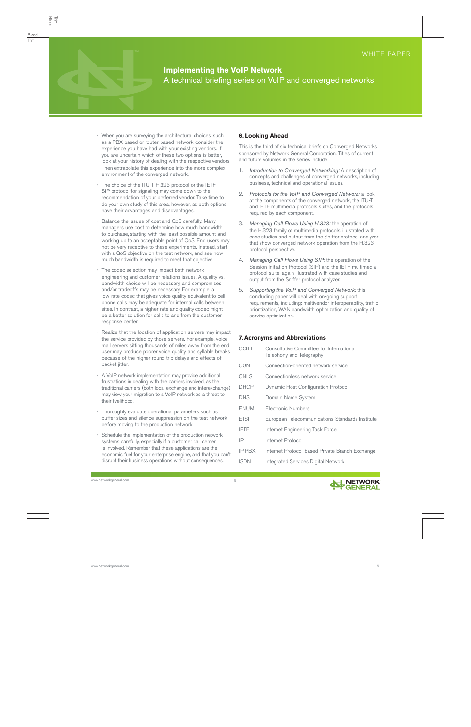- When you are surveying the architectural choices, such as a PBX-based or router-based network, consider the experience you have had with your existing vendors. If you are uncertain which of these two options is better, look at your history of dealing with the respective vendors. Then extrapolate this experience into the more complex environment of the converged network.
- The choice of the ITU-T H.323 protocol or the IETF SIP protocol for signaling may come down to the recommendation of your preferred vendor. Take time to do your own study of this area, however, as both options have their advantages and disadvantages.
- Balance the issues of cost and QoS carefully. Many managers use cost to determine how much bandwidth to purchase, starting with the least possible amount and working up to an acceptable point of QoS. End users may not be very receptive to these experiments. Instead, start with a QoS objective on the test network, and see how much bandwidth is required to meet that objective.
- The codec selection may impact both network engineering and customer relations issues. A quality vs. bandwidth choice will be necessary, and compromises and/or tradeoffs may be necessary. For example, a low-rate codec that gives voice quality equivalent to cell phone calls may be adequate for internal calls between sites. In contrast, a higher rate and quality codec might be a better solution for calls to and from the customer response center.
- Realize that the location of application servers may impact the service provided by those servers. For example, voice mail servers sitting thousands of miles away from the end user may produce poorer voice quality and syllable breaks because of the higher round trip delays and effects of packet jitter.
- A VoIP network implementation may provide additional frustrations in dealing with the carriers involved, as the traditional carriers (both local exchange and interexchange) may view your migration to a VoIP network as a threat to their livelihood.
- Thoroughly evaluate operational parameters such as buffer sizes and silence suppression on the test network before moving to the production network.
- Schedule the implementation of the production network systems carefully, especially if a customer call center is involved. Remember that these applications are the economic fuel for your enterprise engine, and that you can't disrupt their business operations without consequences.

## 6. Looking Ahead

This is the third of six technical briefs on Converged Networks sponsored by Network General Corporation. Titles of current and future volumes in the series include:

1. *Introduction to Converged Networking:* A description of concepts and challenges of converged networks, including business, technical and operational issues.
2. *Protocols for the VoIP and Converged Network:* a look at the components of the converged network, the ITU-T and IETF multimedia protocols suites, and the protocols required by each component.
3. *Managing Call Flows Using H.323:* the operation of the H.323 family of multimedia protocols, illustrated with case studies and output from the Sniffer protocol analyzer that show converged network operation from the H.323 protocol perspective.
4. *Managing Call Flows Using SIP:* the operation of the Session Initiation Protocol (SIP) and the IETF multimedia protocol suite, again illustrated with case studies and output from the Sniffer protocol analyzer.
5. *Supporting the VoIP and Converged Network:* this concluding paper will deal with on-going support requirements, including: multivendor interoperability, traffic prioritization, WAN bandwidth optimization and quality of service optimization.

## 7. Acronyms and Abbreviations

| | |
|---|---|
| CCITT | Consultative Committee for International Telephony and Telegraphy |
| CON | Connection-oriented network service |
| CNLS | Connectionless network service |
| DHCP | Dynamic Host Configuration Protocol |
| DNS | Domain Name System |
| ENUM | Electronic Numbers |
| ETSI | European Telecommunications Standards Institute |
| IETF | Internet Engineering Task Force |
| IP | Internet Protocol |
| IP PBX | Internet Protocol-based Private Branch Exchange |
| ISDN | Integrated Services Digital Network |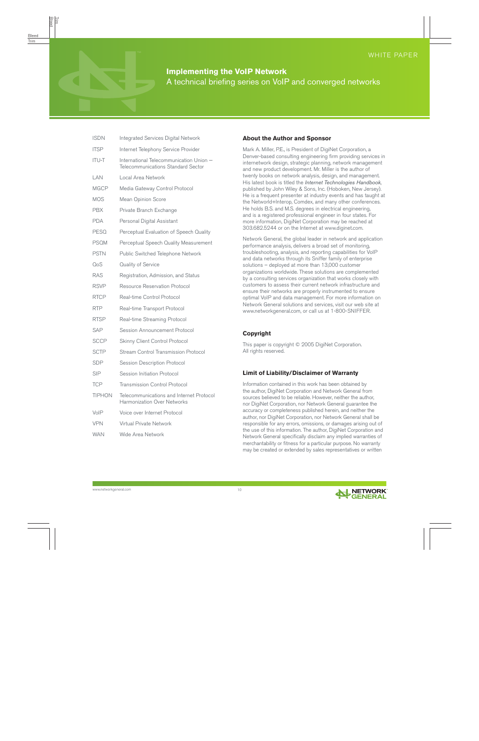| | |
|---|---|
| ISDN | Integrated Services Digital Network |
| ITSP | Internet Telephony Service Provider |
| ITU-T | International Telecommunication Union – Telecommunications Standard Sector |
| LAN | Local Area Network |
| MGCP | Media Gateway Control Protocol |
| MOS | Mean Opinion Score |
| PBX | Private Branch Exchange |
| PDA | Personal Digital Assistant |
| PESQ | Perceptual Evaluation of Speech Quality |
| PSQM | Perceptual Speech Quality Measurement |
| PSTN | Public Switched Telephone Network |
| QoS | Quality of Service |
| RAS | Registration, Admission, and Status |
| RSVP | Resource Reservation Protocol |
| RTCP | Real-time Control Protocol |
| RTP | Real-time Transport Protocol |
| RTSP | Real-time Streaming Protocol |
| SAP | Session Announcement Protocol |
| SCCP | Skinny Client Control Protocol |
| SCTP | Stream Control Transmission Protocol |
| SDP | Session Description Protocol |
| SIP | Session Initiation Protocol |
| TCP | Transmission Control Protocol |
| TIPHON | Telecommunications and Internet Protocol Harmonization Over Networks |
| VoIP | Voice over Internet Protocol |
| VPN | Virtual Private Network |
| WAN | Wide Area Network |

## About the Author and Sponsor

Mark A. Miller, P.E., is President of DigiNet Corporation, a Denver-based consulting engineering firm providing services in internetwork design, strategic planning, network management and new product development. Mr. Miller is the author of twenty books on network analysis, design, and management. His latest book is titled the *Internet Technologies Handbook*, published by John Wiley & Sons, Inc. (Hoboken, New Jersey). He is a frequent presenter at industry events and has taught at the Networld+Interop, Comdex, and many other conferences. He holds B.S. and M.S. degrees in electrical engineering, and is a registered professional engineer in four states. For more information, DigiNet Corporation may be reached at 303.682.5244 or on the Internet at www.diginet.com.

Network General, the global leader in network and application performance analysis, delivers a broad set of monitoring, troubleshooting, analysis, and reporting capabilities for VoIP and data networks through its Sniffer family of enterprise solutions – deployed at more than 13,000 customer organizations worldwide. These solutions are complemented by a consulting services organization that works closely with customers to assess their current network infrastructure and ensure their networks are properly instrumented to ensure optimal VoIP and data management. For more information on Network General solutions and services, visit our web site at www.networkgeneral.com, or call us at 1-800-SNIFFER.

## Copyright

This paper is copyright © 2005 DigiNet Corporation.
All rights reserved.

## Limit of Liability/Disclaimer of Warranty

Information contained in this work has been obtained by the author, DigiNet Corporation and Network General from sources believed to be reliable. However, neither the author, nor DigiNet Corporation, nor Network General guarantee the accuracy or completeness published herein, and neither the author, nor DigiNet Corporation, nor Network General shall be responsible for any errors, omissions, or damages arising out of the use of this information. The author, DigiNet Corporation and Network General specifically disclaim any implied warranties of merchantability or fitness for a particular purpose. No warranty may be created or extended by sales representatives or written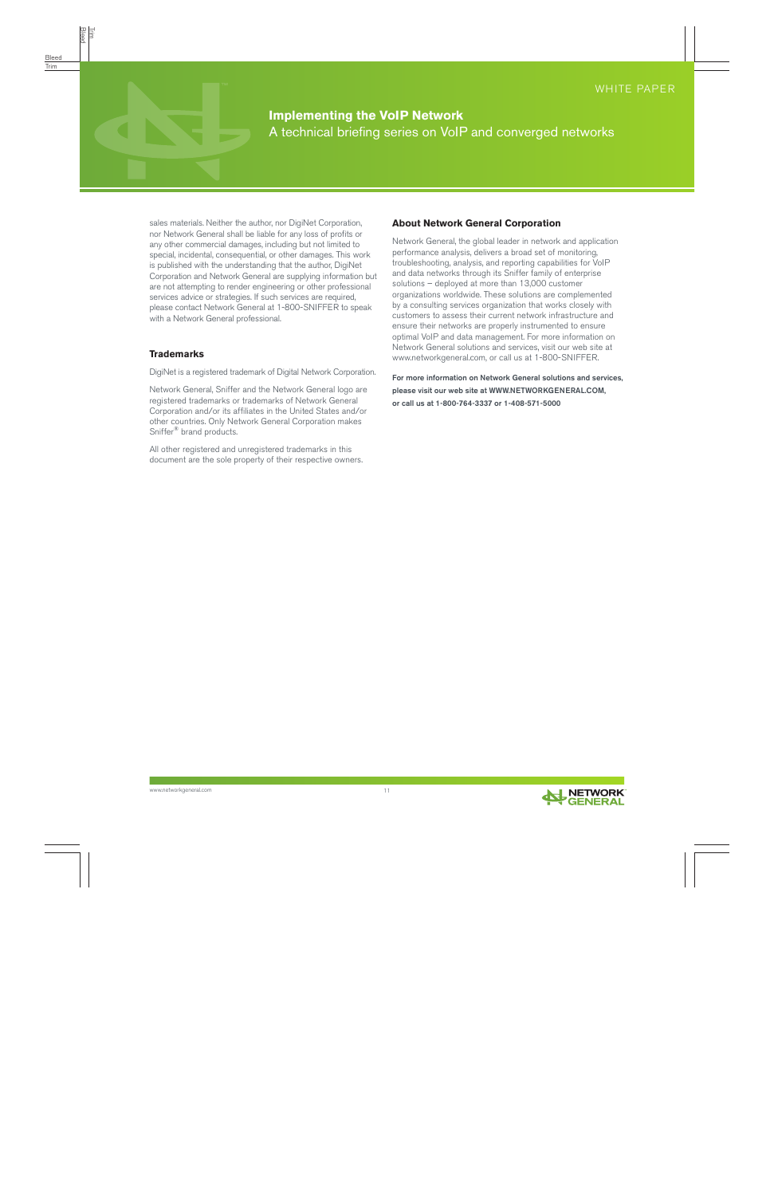sales materials. Neither the author, nor DigiNet Corporation, nor Network General shall be liable for any loss of profits or any other commercial damages, including but not limited to special, incidental, consequential, or other damages. This work is published with the understanding that the author, DigiNet Corporation and Network General are supplying information but are not attempting to render engineering or other professional services advice or strategies. If such services are required, please contact Network General at 1-800-SNIFFER to speak with a Network General professional.

### Trademarks

DigiNet is a registered trademark of Digital Network Corporation.

Network General, Sniffer and the Network General logo are registered trademarks or trademarks of Network General Corporation and/or its affiliates in the United States and/or other countries. Only Network General Corporation makes Sniffer® brand products.

All other registered and unregistered trademarks in this document are the sole property of their respective owners.

### About Network General Corporation

Network General, the global leader in network and application performance analysis, delivers a broad set of monitoring, troubleshooting, analysis, and reporting capabilities for VoIP and data networks through its Sniffer family of enterprise solutions – deployed at more than 13,000 customer organizations worldwide. These solutions are complemented by a consulting services organization that works closely with customers to assess their current network infrastructure and ensure their networks are properly instrumented to ensure optimal VoIP and data management. For more information on Network General solutions and services, visit our web site at www.networkgeneral.com, or call us at 1-800-SNIFFER.

**For more information on Network General solutions and services, please visit our web site at WWW.NETWORKGENERAL.COM, or call us at 1-800-764-3337 or 1-408-571-5000**